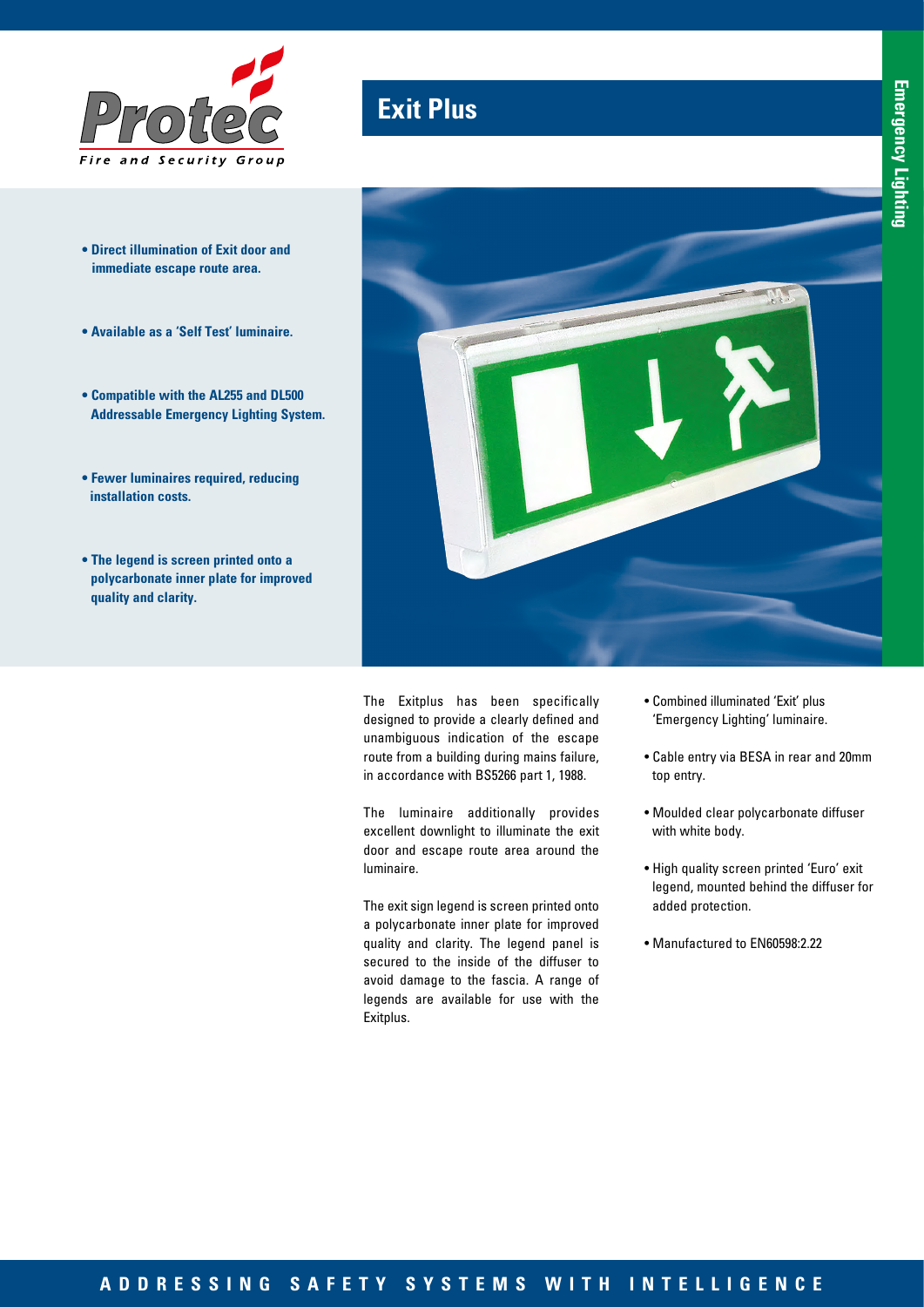# Exit Plus

- **Direct illumination of Exit door and immediate escape route area.**
- **Available as a 'Self Test' luminaire.**
- **Compatible with the AL255 and DL500 Addressable Emergency Lighting System.**
- **Fewer luminaires required, reducing installation costs.**
- **The legend is screen printed onto a polycarbonate inner plate for improved quality and clarity.**

The Exitplus has been specifically designed to provide a clearly defined and unambiguous indication of the escape route from a building during mains failure, in accordance with BS5266 part 1, 1988.

The luminaire additionally provides excellent downlight to illuminate the exit door and escape route area around the luminaire.

The exit sign legend is screen printed onto a polycarbonate inner plate for improved quality and clarity. The legend panel is secured to the inside of the diffuser to avoid damage to the fascia. A range of legends are available for use with the Exitplus.

- Combined illuminated 'Exit' plus 'Emergency Lighting' luminaire.
- Cable entry via BESA in rear and 20mm top entry.
- Moulded clear polycarbonate diffuser with white body.
- High quality screen printed 'Euro' exit legend, mounted behind the diffuser for added protection.
- Manufactured to EN60598:2.22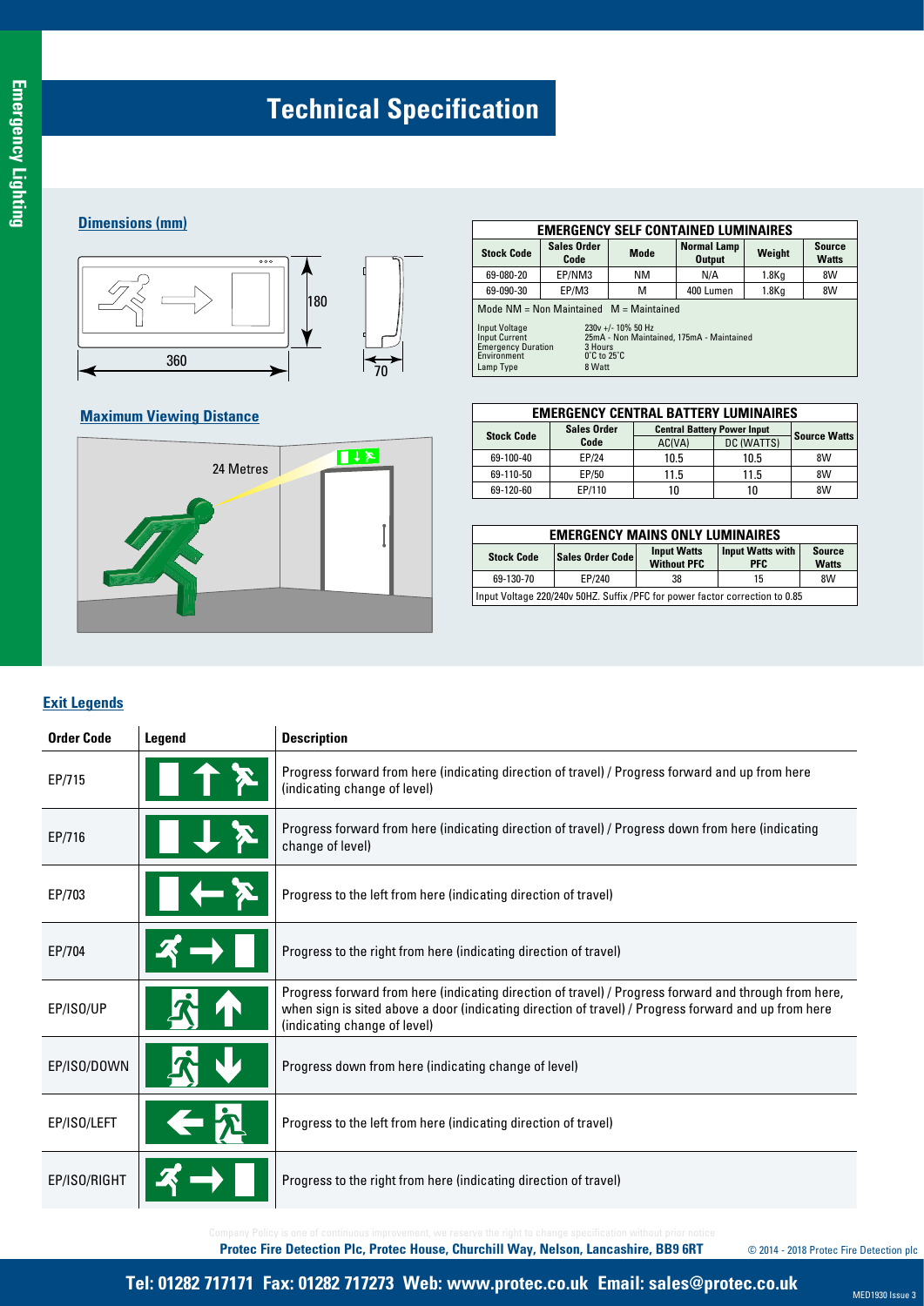# Technical Specification

**Dimensions (mm)**

360

180

70

**Maximum Viewing Distance**

24 Metres

| EMERGENCY SELF CONTAINED LUMINAIRES | | | | | |
|---|---|---|---|---|---|
| **Stock Code** | **Sales Order Code** | **Mode** | **Normal Lamp Output** | **Weight** | **Source Watts** |
| 69-080-20 | EP/NM3 | NM | N/A | 1.8Kg | 8W |
| 69-090-30 | EP/M3 | M | 400 Lumen | 1.8Kg | 8W |

Mode NM = Non Maintained M = Maintained

| | |
|---|---|
| Input Voltage | 230v +/- 10% 50 Hz |
| Input Current | 25mA - Non Maintained, 175mA - Maintained |
| Emergency Duration | 3 Hours |
| Environment | 0˚C to 25˚C |
| Lamp Type | 8 Watt |

| EMERGENCY CENTRAL BATTERY LUMINAIRES | | | | |
|---|---|---|---|---|
| **Stock Code** | **Sales Order Code** | **Central Battery Power Input** | | **Source Watts** |
| | | AC(VA) | DC (WATTS) | |
| 69-100-40 | EP/24 | 10.5 | 10.5 | 8W |
| 69-110-50 | EP/50 | 11.5 | 11.5 | 8W |
| 69-120-60 | EP/110 | 10 | 10 | 8W |

| EMERGENCY MAINS ONLY LUMINAIRES | | | | |
|---|---|---|---|---|
| **Stock Code** | **Sales Order Code** | **Input Watts Without PFC** | **Input Watts with PFC** | **Source Watts** |
| 69-130-70 | EP/240 | 38 | 15 | 8W |

Input Voltage 220/240v 50HZ. Suffix /PFC for power factor correction to 0.85

**Exit Legends**

| Order Code | Legend | Description |
|---|---|---|
| EP/715 | | Progress forward from here (indicating direction of travel) / Progress forward and up from here (indicating change of level) |
| EP/716 | | Progress forward from here (indicating direction of travel) / Progress down from here (indicating change of level) |
| EP/703 | | Progress to the left from here (indicating direction of travel) |
| EP/704 | | Progress to the right from here (indicating direction of travel) |
| EP/ISO/UP | | Progress forward from here (indicating direction of travel) / Progress forward and through from here, when sign is sited above a door (indicating direction of travel) / Progress forward and up from here (indicating change of level) |
| EP/ISO/DOWN | | Progress down from here (indicating change of level) |
| EP/ISO/LEFT | | Progress to the left from here (indicating direction of travel) |
| EP/ISO/RIGHT | | Progress to the right from here (indicating direction of travel) |

Company Policy is one of continuous improvement, we reserve the right to change specification without prior notice

**Protec Fire Detection Plc, Protec House, Churchill Way, Nelson, Lancashire, BB9 6RT**

© 2014 - 2018 Protec Fire Detection plc

**Tel: 01282 717171 Fax: 01282 717273 Web: www.protec.co.uk Email: sales@protec.co.uk**

MED1930 Issue 3